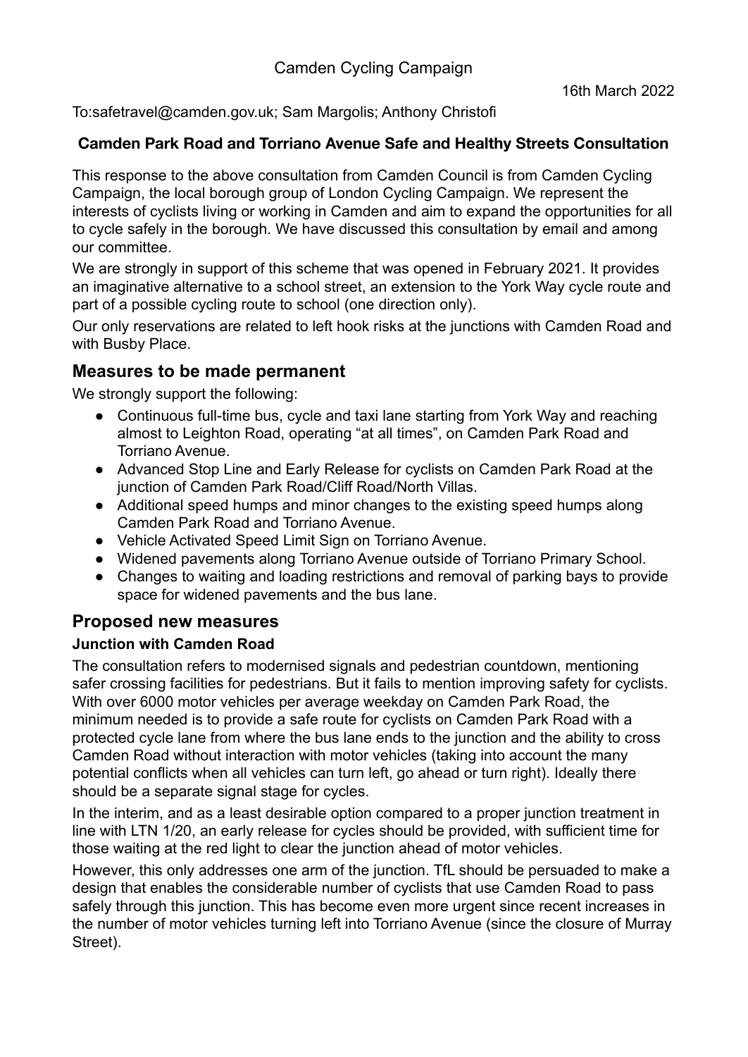Camden Cycling Campaign

16th March 2022

To:safetravel@camden.gov.uk; Sam Margolis; Anthony Christofi

**Camden Park Road and Torriano Avenue Safe and Healthy Streets Consultation**

This response to the above consultation from Camden Council is from Camden Cycling Campaign, the local borough group of London Cycling Campaign. We represent the interests of cyclists living or working in Camden and aim to expand the opportunities for all to cycle safely in the borough. We have discussed this consultation by email and among our committee.

We are strongly in support of this scheme that was opened in February 2021. It provides an imaginative alternative to a school street, an extension to the York Way cycle route and part of a possible cycling route to school (one direction only).

Our only reservations are related to left hook risks at the junctions with Camden Road and with Busby Place.

## Measures to be made permanent

We strongly support the following:

- Continuous full-time bus, cycle and taxi lane starting from York Way and reaching almost to Leighton Road, operating "at all times", on Camden Park Road and Torriano Avenue.
- Advanced Stop Line and Early Release for cyclists on Camden Park Road at the junction of Camden Park Road/Cliff Road/North Villas.
- Additional speed humps and minor changes to the existing speed humps along Camden Park Road and Torriano Avenue.
- Vehicle Activated Speed Limit Sign on Torriano Avenue.
- Widened pavements along Torriano Avenue outside of Torriano Primary School.
- Changes to waiting and loading restrictions and removal of parking bays to provide space for widened pavements and the bus lane.

## Proposed new measures

### Junction with Camden Road

The consultation refers to modernised signals and pedestrian countdown, mentioning safer crossing facilities for pedestrians. But it fails to mention improving safety for cyclists. With over 6000 motor vehicles per average weekday on Camden Park Road, the minimum needed is to provide a safe route for cyclists on Camden Park Road with a protected cycle lane from where the bus lane ends to the junction and the ability to cross Camden Road without interaction with motor vehicles (taking into account the many potential conflicts when all vehicles can turn left, go ahead or turn right). Ideally there should be a separate signal stage for cycles.

In the interim, and as a least desirable option compared to a proper junction treatment in line with LTN 1/20, an early release for cycles should be provided, with sufficient time for those waiting at the red light to clear the junction ahead of motor vehicles.

However, this only addresses one arm of the junction. TfL should be persuaded to make a design that enables the considerable number of cyclists that use Camden Road to pass safely through this junction. This has become even more urgent since recent increases in the number of motor vehicles turning left into Torriano Avenue (since the closure of Murray Street).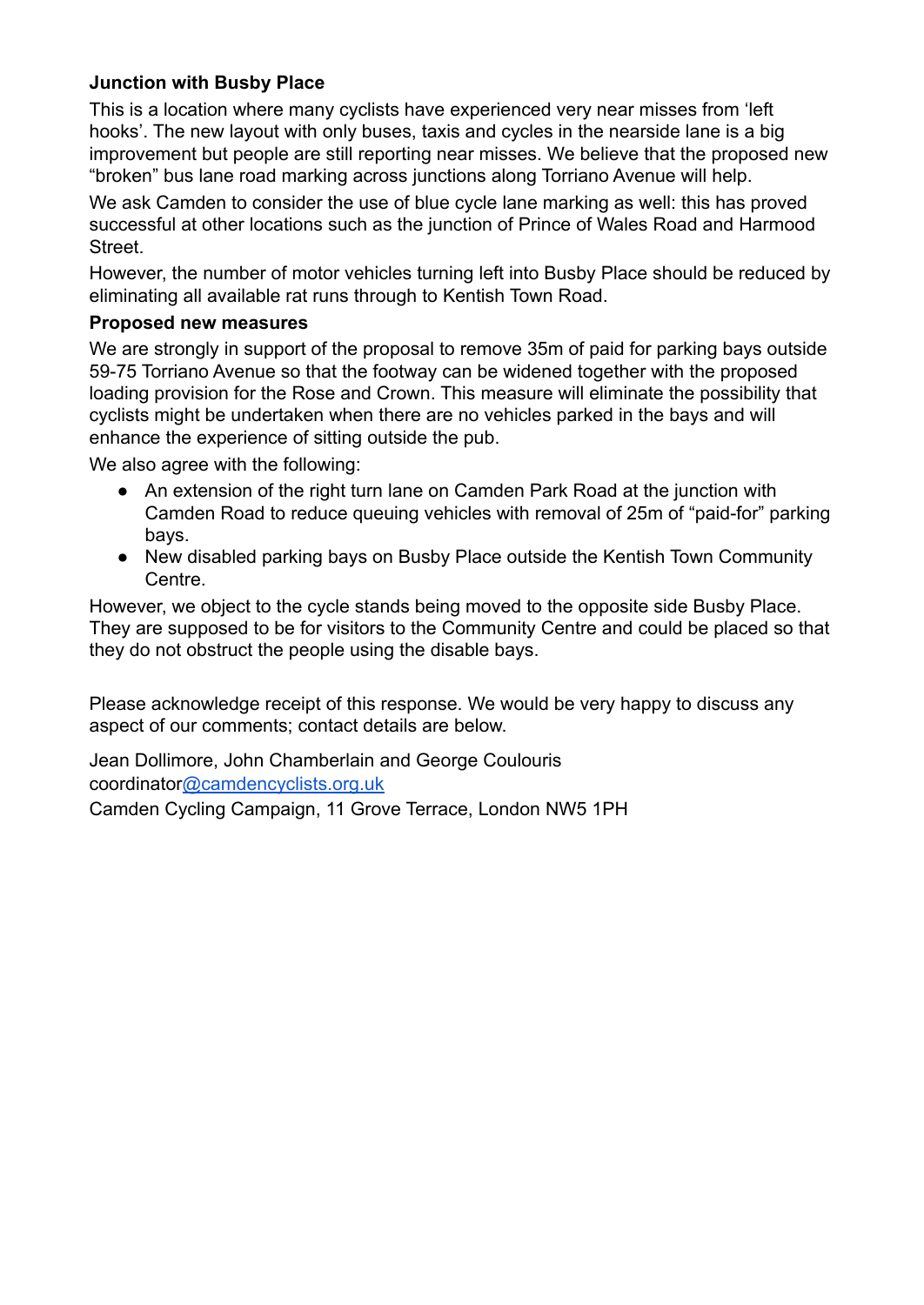**Junction with Busby Place**

This is a location where many cyclists have experienced very near misses from 'left hooks'. The new layout with only buses, taxis and cycles in the nearside lane is a big improvement but people are still reporting near misses. We believe that the proposed new "broken" bus lane road marking across junctions along Torriano Avenue will help.

We ask Camden to consider the use of blue cycle lane marking as well: this has proved successful at other locations such as the junction of Prince of Wales Road and Harmood Street.

However, the number of motor vehicles turning left into Busby Place should be reduced by eliminating all available rat runs through to Kentish Town Road.

**Proposed new measures**

We are strongly in support of the proposal to remove 35m of paid for parking bays outside 59-75 Torriano Avenue so that the footway can be widened together with the proposed loading provision for the Rose and Crown. This measure will eliminate the possibility that cyclists might be undertaken when there are no vehicles parked in the bays and will enhance the experience of sitting outside the pub.

We also agree with the following:

- An extension of the right turn lane on Camden Park Road at the junction with Camden Road to reduce queuing vehicles with removal of 25m of "paid-for" parking bays.
- New disabled parking bays on Busby Place outside the Kentish Town Community Centre.

However, we object to the cycle stands being moved to the opposite side Busby Place. They are supposed to be for visitors to the Community Centre and could be placed so that they do not obstruct the people using the disable bays.

Please acknowledge receipt of this response. We would be very happy to discuss any aspect of our comments; contact details are below.

Jean Dollimore, John Chamberlain and George Coulouris
coordinator@camdencyclists.org.uk
Camden Cycling Campaign, 11 Grove Terrace, London NW5 1PH